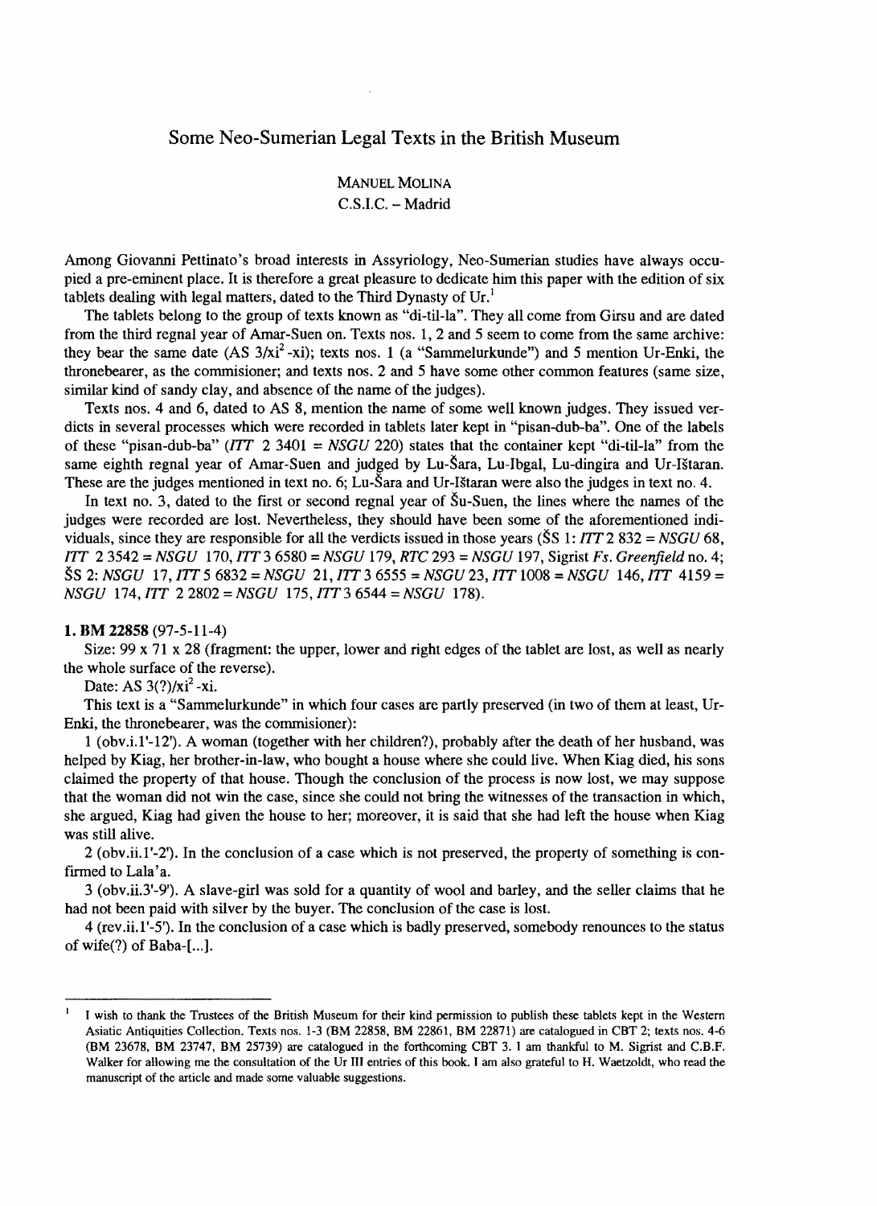# Some Neo-Sumerian Legal Texts in the British Museum

MANUEL MOLINA
C.S.I.C. – Madrid

Among Giovanni Pettinato's broad interests in Assyriology, Neo-Sumerian studies have always occupied a pre-eminent place. It is therefore a great pleasure to dedicate him this paper with the edition of six tablets dealing with legal matters, dated to the Third Dynasty of Ur.[1]

The tablets belong to the group of texts known as "di-til-la". They all come from Girsu and are dated from the third regnal year of Amar-Suen on. Texts nos. 1, 2 and 5 seem to come from the same archive: they bear the same date (AS 3/xi$^2$-xi); texts nos. 1 (a "Sammelurkunde") and 5 mention Ur-Enki, the thronebearer, as the commisioner; and texts nos. 2 and 5 have some other common features (same size, similar kind of sandy clay, and absence of the name of the judges).

Texts nos. 4 and 6, dated to AS 8, mention the name of some well known judges. They issued verdicts in several processes which were recorded in tablets later kept in "pisan-dub-ba". One of the labels of these "pisan-dub-ba" (*ITT* 2 3401 = *NSGU* 220) states that the container kept "di-til-la" from the same eighth regnal year of Amar-Suen and judged by Lu-Šara, Lu-Ibgal, Lu-dingira and Ur-Ištaran. These are the judges mentioned in text no. 6; Lu-Šara and Ur-Ištaran were also the judges in text no. 4.

In text no. 3, dated to the first or second regnal year of Šu-Suen, the lines where the names of the judges were recorded are lost. Nevertheless, they should have been some of the aforementioned individuals, since they are responsible for all the verdicts issued in those years (ŠS 1: *ITT* 2 832 = *NSGU* 68, *ITT* 2 3542 = *NSGU* 170, *ITT* 3 6580 = *NSGU* 179, *RTC* 293 = *NSGU* 197, Sigrist *Fs. Greenfield* no. 4; ŠS 2: *NSGU* 17, *ITT* 5 6832 = *NSGU* 21, *ITT* 3 6555 = *NSGU* 23, *ITT* 1008 = *NSGU* 146, *ITT* 4159 = *NSGU* 174, *ITT* 2 2802 = *NSGU* 175, *ITT* 3 6544 = *NSGU* 178).

**1. BM 22858** (97-5-11-4)

Size: 99 x 71 x 28 (fragment: the upper, lower and right edges of the tablet are lost, as well as nearly the whole surface of the reverse).

Date: AS 3(?)/xi$^2$-xi.

This text is a "Sammelurkunde" in which four cases are partly preserved (in two of them at least, Ur-Enki, the thronebearer, was the commisioner):

1 (obv.i.1'-12'). A woman (together with her children?), probably after the death of her husband, was helped by Kiag, her brother-in-law, who bought a house where she could live. When Kiag died, his sons claimed the property of that house. Though the conclusion of the process is now lost, we may suppose that the woman did not win the case, since she could not bring the witnesses of the transaction in which, she argued, Kiag had given the house to her; moreover, it is said that she had left the house when Kiag was still alive.

2 (obv.ii.1'-2'). In the conclusion of a case which is not preserved, the property of something is confirmed to Lala'a.

3 (obv.ii.3'-9'). A slave-girl was sold for a quantity of wool and barley, and the seller claims that he had not been paid with silver by the buyer. The conclusion of the case is lost.

4 (rev.ii.1'-5'). In the conclusion of a case which is badly preserved, somebody renounces to the status of wife(?) of Baba-[...].

---

[1] I wish to thank the Trustees of the British Museum for their kind permission to publish these tablets kept in the Western Asiatic Antiquities Collection. Texts nos. 1-3 (BM 22858, BM 22861, BM 22871) are catalogued in CBT 2; texts nos. 4-6 (BM 23678, BM 23747, BM 25739) are catalogued in the forthcoming CBT 3. I am thankful to M. Sigrist and C.B.F. Walker for allowing me the consultation of the Ur III entries of this book. I am also grateful to H. Waetzoldt, who read the manuscript of the article and made some valuable suggestions.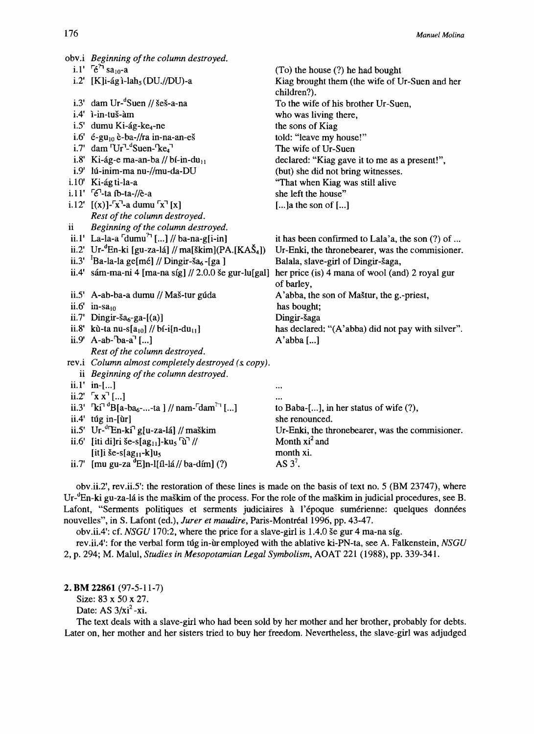| | | |
|---|---|---|
| obv.i | *Beginning of the column destroyed.* | |
| i.1' | ⌜é⌝? sa10-a | (To) the house (?) he had bought |
| i.2' | [K]i-ág ì-lah5 (DU.//DU)-a | Kiag brought them (the wife of Ur-Suen and her children?). |
| i.3' | dam Ur-dSuen // šeš-a-na | To the wife of his brother Ur-Suen, |
| i.4' | ì-in-tuš-àm | who was living there, |
| i.5' | dumu Ki-ág-ke4-ne | the sons of Kiag |
| i.6' | é-gu10 è-ba-//ra in-na-an-eš | told: "leave my house!" |
| i.7' | dam ⌜Ur⌝-dSuen-⌜ke4⌝ | The wife of Ur-Suen |
| i.8' | Ki-ág-e ma-an-ba // bí-in-du11 | declared: "Kiag gave it to me as a present!", |
| i.9' | lú-inim-ma nu-//mu-da-DU | (but) she did not bring witnesses. |
| i.10' | Ki-ág ti-la-a | "That when Kiag was still alive |
| i.11' | ⌜é⌝-ta íb-ta-//è-a | she left the house" |
| i.12' | [(x)]-⌜x⌝-a dumu ⌜x⌝ [x] | [...]a the son of [...] |
| | *Rest of the column destroyed.* | |
| ii | *Beginning of the column destroyed.* | |
| ii.1' | La-la-a ⌜dumu⌝? [...] // ba-na-g[i-in] | it has been confirmed to Lala'a, the son (?) of ... |
| ii.2' | Ur-dEn-ki [gu-za-lá] // ma[škim](PA.[KAŠ4]) | Ur-Enki, the thronebearer, was the commisioner. |
| ii.3' | fBa-la-la ge[mé] // Dingir-ša6-[ga ] | Balala, slave-girl of Dingir-šaga, |
| ii.4' | sám-ma-ni 4 [ma-na síg] // 2.0.0 še gur-lu[gal] | her price (is) 4 mana of wool (and) 2 royal gur of barley, |
| ii.5' | A-ab-ba-a dumu // Maš-tur gúda | A'abba, the son of Maštur, the g.-priest, |
| ii.6' | in-sa10 | has bought; |
| ii.7' | Dingir-ša6-ga-[(a)] | Dingir-šaga |
| ii.8' | kù-ta nu-s[a10] // bí-i[n-du11] | has declared: "(A'abba) did not pay with silver". |
| ii.9' | A-ab-⌜ba-a⌝ [...] | A'abba [...] |
| | *Rest of the column destroyed.* | |
| rev.i | *Column almost completely destroyed (s. copy).* | |
| ii | *Beginning of the column destroyed.* | |
| ii.1' | in-[...] | ... |
| ii.2' | ⌜x x⌝ [...] | ... |
| ii.3' | ⌜ki⌝ dB[a-ba6-...-ta ] // nam-⌜dam⌝? [...] | to Baba-[...], in her status of wife (?), |
| ii.4' | túg in-[ùr] | she renounced. |
| ii.5' | Ur-d⌜En-ki⌝ g[u-za-lá] // maškim | Ur-Enki, the thronebearer, was the commisioner. |
| ii.6' | [iti di]ri še-s[ag11]-ku5 ⌜ù⌝ // [it]i še-s[ag11-k]u5 | Month xi$^2$ and month xi. |
| ii.7' | [mu gu-za dE]n-l[íl-lá // ba-dím] (?) | AS 3$^?$. |

obv.ii.2', rev.ii.5': the restoration of these lines is made on the basis of text no. 5 (BM 23747), where Ur-dEn-ki gu-za-lá is the maškim of the process. For the role of the maškim in judicial procedures, see B. Lafont, "Serments politiques et serments judiciaires à l'époque sumérienne: quelques données nouvelles", in S. Lafont (ed.), *Jurer et maudire*, Paris-Montréal 1996, pp. 43-47.

obv.ii.4': cf. *NSGU* 170:2, where the price for a slave-girl is 1.4.0 še gur 4 ma-na síg.

rev.ii.4': for the verbal form túg in-ùr employed with the ablative ki-PN-ta, see A. Falkenstein, *NSGU* 2, p. 294; M. Malul, *Studies in Mesopotamian Legal Symbolism*, AOAT 221 (1988), pp. 339-341.

**2. BM 22861** (97-5-11-7)

Size: 83 x 50 x 27.

Date: AS 3/xi$^2$-xi.

The text deals with a slave-girl who had been sold by her mother and her brother, probably for debts. Later on, her mother and her sisters tried to buy her freedom. Nevertheless, the slave-girl was adjudged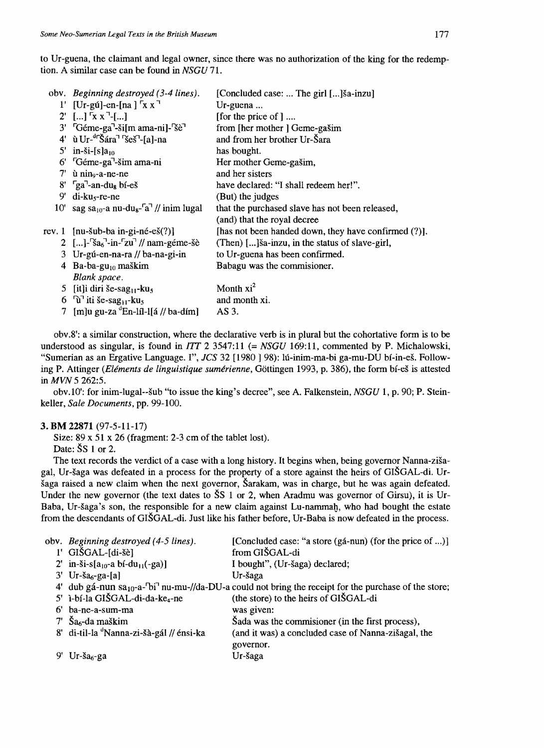to Ur-guena, the claimant and legal owner, since there was no authorization of the king for the redemption. A similar case can be found in *NSGU* 71.

| | | |
|---|---|---|
| obv. | *Beginning destroyed (3-4 lines).* | [Concluded case: ... The girl [...]ša-inzu] |
| 1' | [Ur-gú]-en-[na ] ⌜x x⌝ | Ur-guena ... |
| 2' | [...] ⌜x x⌝-[...] | [for the price of ] .... |
| 3' | ⌜Géme-ga⌝-ši[m ama-ni]-⌜šè⌝ | from [her mother ] Geme-gašim |
| 4' | ù Ur-[d]⌜Šára⌝ ⌜šeš⌝-[a]-na | and from her brother Ur-Šara |
| 5' | in-ši-[s]a$_{10}$ | has bought. |
| 6' | ⌜Géme-ga⌝-šim ama-ni | Her mother Geme-gašim, |
| 7' | ù nin$_9$-a-ne-ne | and her sisters |
| 8' | ⌜ga⌝-an-du$_8$ bí-eš | have declared: "I shall redeem her!". |
| 9' | di-ku$_5$-re-ne | (But) the judges |
| 10' | sag sa$_{10}$-a nu-du$_8$-⌜a⌝ // inim lugal | that the purchased slave has not been released, (and) that the royal decree |
| rev. 1 | [nu-šub-ba in-gi-né-eš(?)] | [has not been handed down, they have confirmed (?)]. |
| 2 | [...]-⌜ša$_6$⌝-in-⌜zu⌝ // nam-géme-šè | (Then) [...]ša-inzu, in the status of slave-girl, |
| 3 | Ur-gú-en-na-ra // ba-na-gi-in | to Ur-guena has been confirmed. |
| 4 | Ba-ba-gu$_{10}$ maškim | Babagu was the commisioner. |
| | *Blank space.* | |
| 5 | [it]i diri še-sag$_{11}$-ku$_5$ | Month xi$^2$ |
| 6 | ⌜ù⌝ iti še-sag$_{11}$-ku$_5$ | and month xi. |
| 7 | [m]u gu-za [d]En-líl-l[á // ba-dím] | AS 3. |

obv.8': a similar construction, where the declarative verb is in plural but the cohortative form is to be understood as singular, is found in *ITT* 2 3547:11 (= *NSGU* 169:11, commented by P. Michalowski, "Sumerian as an Ergative Language. I", *JCS* 32 [1980 ] 98): lú-inim-ma-bi ga-mu-DU bí-in-eš. Following P. Attinger (*Eléments de linguistique sumérienne*, Göttingen 1993, p. 386), the form bí-eš is attested in *MVN* 5 262:5.

obv.10': for inim-lugal--šub "to issue the king's decree", see A. Falkenstein, *NSGU* 1, p. 90; P. Steinkeller, *Sale Documents*, pp. 99-100.

**3. BM 22871** (97-5-11-17)

Size: 89 x 51 x 26 (fragment: 2-3 cm of the tablet lost).

Date: ŠS 1 or 2.

The text records the verdict of a case with a long history. It begins when, being governor Nanna-zišagal, Ur-šaga was defeated in a process for the property of a store against the heirs of GIŠGAL-di. Ur-šaga raised a new claim when the next governor, Šarakam, was in charge, but he was again defeated. Under the new governor (the text dates to ŠS 1 or 2, when Aradmu was governor of Girsu), it is Ur-Baba, Ur-šaga's son, the responsible for a new claim against Lu-nammaḫ, who had bought the estate from the descendants of GIŠGAL-di. Just like his father before, Ur-Baba is now defeated in the process.

| | | |
|---|---|---|
| obv. | *Beginning destroyed (4-5 lines).* | [Concluded case: "a store (gá-nun) (for the price of ...)] |
| 1' | GIŠGAL-[di-šè] | from GIŠGAL-di |
| 2' | in-ši-s[a$_{10}$-a bí-du$_{11}$(-ga)] | I bought", (Ur-šaga) declared; |
| 3' | Ur-ša$_6$-ga-[a] | Ur-šaga |
| 4' | dub gá-nun sa$_{10}$-a-⌜bi⌝ nu-mu-//da-DU-a | could not bring the receipt for the purchase of the store; |
| 5' | ì-bí-la GIŠGAL-di-da-ke$_4$-ne | (the store) to the heirs of GIŠGAL-di |
| 6' | ba-ne-a-sum-ma | was given: |
| 7' | Ša$_6$-da maškim | Šada was the commisioner (in the first process), |
| 8' | di-til-la [d]Nanna-zi-šà-gál // énsi-ka | (and it was) a concluded case of Nanna-zišagal, the governor. |
| 9' | Ur-ša$_6$-ga | Ur-šaga |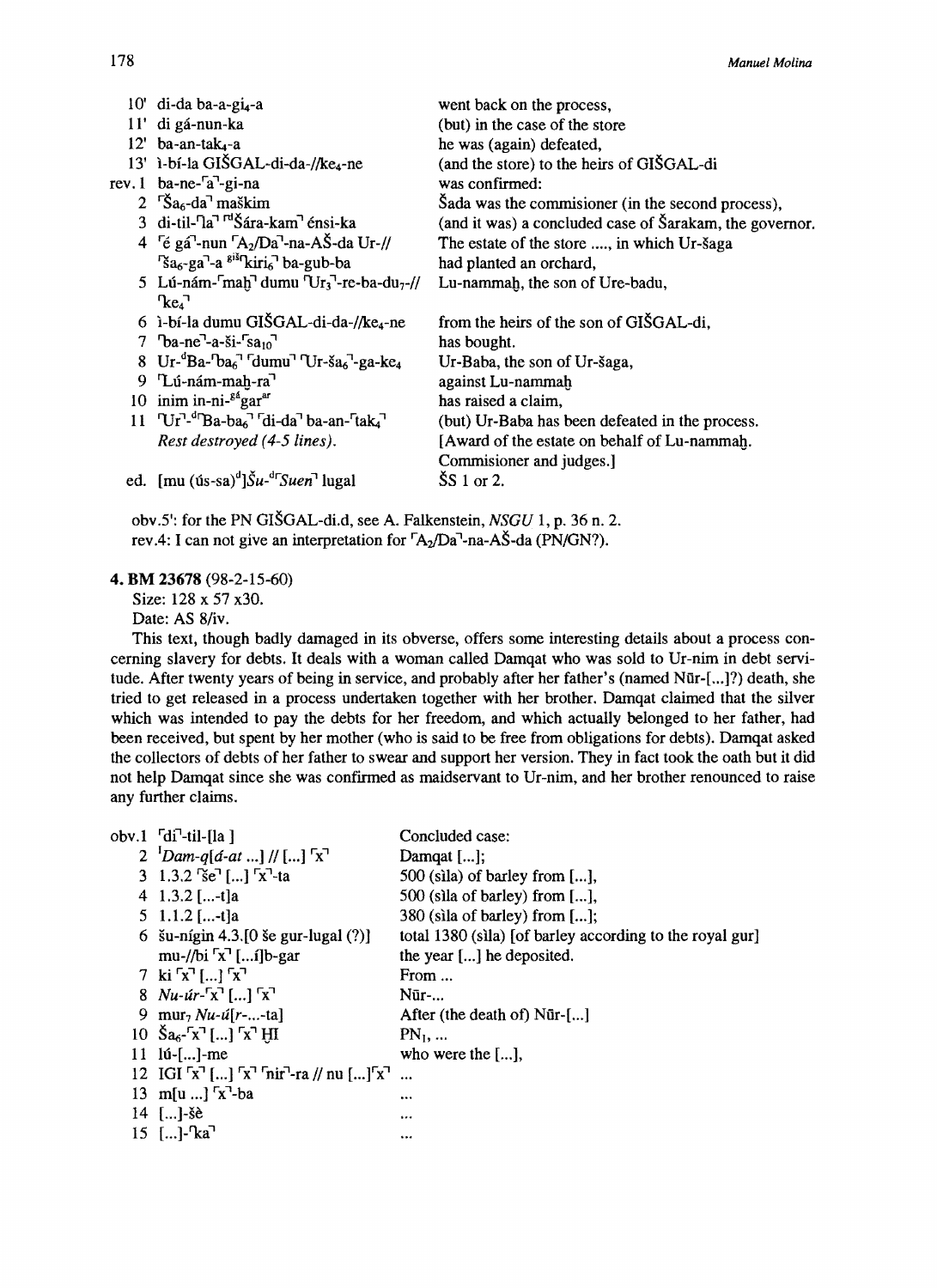| | | |
|---|---|---|
| 10' | di-da ba-a-gi$_4$-a | went back on the process, |
| 11' | di gá-nun-ka | (but) in the case of the store |
| 12' | ba-an-tak$_4$-a | he was (again) defeated, |
| 13' | ì-bí-la GIŠGAL-di-da-//ke$_4$-ne | (and the store) to the heirs of GIŠGAL-di |
| rev. 1 | ba-ne-⌈a⌉-gi-na | was confirmed: |
| 2 | ⌈Ša$_6$-da⌉ maškim | Šada was the commisioner (in the second process), |
| 3 | di-til-⌈la⌉ ⌈ᵈŠára-kam⌉ énsi-ka | (and it was) a concluded case of Šarakam, the governor. |
| 4 | ⌈é gá⌉-nun ⌈A$_2$/Da⌉-na-AŠ-da Ur-// ⌈ša$_6$-ga⌉-a ᵍⁱˢ⌈kiri$_6$⌉ ba-gub-ba | The estate of the store ....., in which Ur-šaga had planted an orchard, |
| 5 | Lú-nám-⌈maḫ⌉ dumu ⌈Ur$_3$⌉-re-ba-du$_7$-// ⌈ke$_4$⌉ | Lu-nammaḫ, the son of Ure-badu, |
| 6 | ì-bí-la dumu GIŠGAL-di-da-//ke$_4$-ne | from the heirs of the son of GIŠGAL-di, |
| 7 | ⌈ba-ne⌉-a-ši-⌈sa$_{10}$⌉ | has bought. |
| 8 | Ur-ᵈBa-⌈ba$_6$⌉ ⌈dumu⌉ ⌈Ur-ša$_6$⌉-ga-ke$_4$ | Ur-Baba, the son of Ur-šaga, |
| 9 | ⌈Lú-nám-maḫ-ra⌉ | against Lu-nammaḫ |
| 10 | inim in-ni-ᵍᵃgar$^{ar}$ | has raised a claim, |
| 11 | ⌈Ur⌉-ᵈ⌈Ba-ba$_6$⌉ ⌈di-da⌉ ba-an-⌈tak$_4$⌉ | (but) Ur-Baba has been defeated in the process. |
| | *Rest destroyed (4-5 lines).* | [Award of the estate on behalf of Lu-nammaḫ. Commisioner and judges.] |
| ed. | [mu (ús-sa)ᵈ]*Šu*-ᵈ⌈*Suen*⌉ lugal | ŠS 1 or 2. |

obv.5': for the PN GIŠGAL-di.d, see A. Falkenstein, *NSGU* 1, p. 36 n. 2.
rev.4: I can not give an interpretation for ⌈A$_2$/Da⌉-na-AŠ-da (PN/GN?).

**4. BM 23678** (98-2-15-60)

Size: 128 x 57 x30.
Date: AS 8/iv.

This text, though badly damaged in its obverse, offers some interesting details about a process concerning slavery for debts. It deals with a woman called Damqat who was sold to Ur-nim in debt servitude. After twenty years of being in service, and probably after her father's (named Nūr-[...]?) death, she tried to get released in a process undertaken together with her brother. Damqat claimed that the silver which was intended to pay the debts for her freedom, and which actually belonged to her father, had been received, but spent by her mother (who is said to be free from obligations for debts). Damqat asked the collectors of debts of her father to swear and support her version. They in fact took the oath but it did not help Damqat since she was confirmed as maidservant to Ur-nim, and her brother renounced to raise any further claims.

| | | |
|---|---|---|
| obv.1 | ⌈di⌉-til-[la ] | Concluded case: |
| 2 | ᴵ*Dam-q[á-at* ...] // [...] ⌈x⌉ | Damqat [...]; |
| 3 | 1.3.2 ⌈še⌉ [...] ⌈x⌉-ta | 500 (sìla) of barley from [...], |
| 4 | 1.3.2 [...-t]a | 500 (sìla) of barley) from [...], |
| 5 | 1.1.2 [...-t]a | 380 (sìla of barley) from [...]; |
| 6 | šu-nígin 4.3.[0 še gur-lugal (?)] mu-//bi ⌈x⌉ [...í]b-gar | total 1380 (sìla) [of barley according to the royal gur] the year [...] he deposited. |
| 7 | ki ⌈x⌉ [...] ⌈x⌉ | From ... |
| 8 | *Nu-úr*-⌈x⌉ [...] ⌈x⌉ | Nūr-... |
| 9 | mur$_7$ *Nu-ú[r-...-ta]* | After (the death of) Nūr-[...] |
| 10 | Ša$_6$-⌈x⌉ [...] ⌈x⌉ ḪI | PN$_1$, ... |
| 11 | lú-[...]-me | who were the [...], |
| 12 | IGI ⌈x⌉ [...] ⌈x⌉ ⌈nir⌉-ra // nu [...]⌈x⌉ | ... |
| 13 | m[u ...] ⌈x⌉-ba | ... |
| 14 | [...]-šè | ... |
| 15 | [...]-⌈ka⌉ | ... |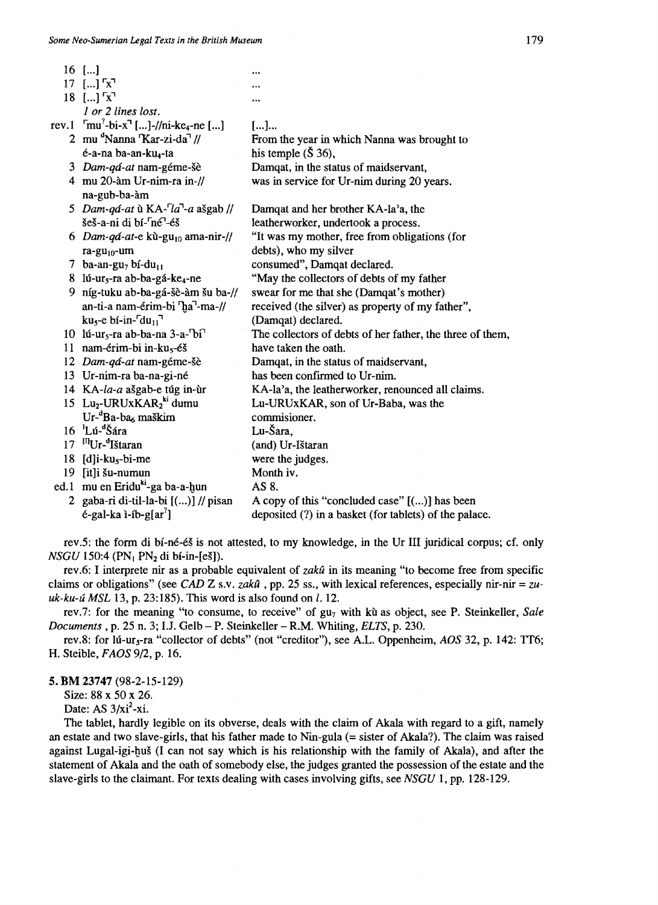| | | |
|---|---|---|
| 16 | [...] | ... |
| 17 | [...] ⸢x⸣ | ... |
| 18 | [...] ⸢x⸣ | ... |
| | *1 or 2 lines lost.* | |
| rev.1 | ⸢mu?-bi-x⸣ [...]-//ni-ke$_4$-ne [...] | [...]... |
| 2 | mu $^d$Nanna ⸢Kar-zi-da⸣ // é-a-na ba-an-ku$_4$-ta | From the year in which Nanna was brought to his temple (Š 36), |
| 3 | *Dam-qá-at* nam-géme-šè | Damqat, in the status of maidservant, |
| 4 | mu 20-àm Ur-nim-ra in-// na-gub-ba-àm | was in service for Ur-nim during 20 years. |
| 5 | *Dam-qá-at* ù KA-⸢*la*⸣-*a* ašgab // šeš-a-ni di bí-⸢né⸣-éš | Damqat and her brother KA-la'a, the leatherworker, undertook a process. |
| 6 | *Dam-qá-at*-e kù-gu$_{10}$ ama-nir-// ra-gu$_{10}$-um | "It was my mother, free from obligations (for debts), who my silver |
| 7 | ba-an-gu$_7$ bí-du$_{11}$ | consumed", Damqat declared. |
| 8 | lú-ur$_5$-ra ab-ba-gá-ke$_4$-ne | "May the collectors of debts of my father |
| 9 | níg-tuku ab-ba-gá-šè-àm šu ba-// an-ti-a nam-érim-bi ⸢ḫa⸣-ma-// ku$_5$-e bí-in-⸢du$_{11}$⸣ | swear for me that she (Damqat's mother) received (the silver) as property of my father", (Damqat) declared. |
| 10 | lú-ur$_5$-ra ab-ba-na 3-a-⸢bi⸣ | The collectors of debts of her father, the three of them, |
| 11 | nam-érim-bi in-ku$_5$-éš | have taken the oath. |
| 12 | *Dam-qá-at* nam-géme-šè | Damqat, in the status of maidservant, |
| 13 | Ur-nim-ra ba-na-gi-né | has been confirmed to Ur-nim. |
| 14 | KA-*la-a* ašgab-e túg in-ùr | KA-la'a, the leatherworker, renounced all claims. |
| 15 | Lu$_2$-URUxKAR$_2$$^{ki}$ dumu Ur-$^d$Ba-ba$_6$ maškim | Lu-URUxKAR, son of Ur-Baba, was the commisioner. |
| 16 | $^I$Lú-$^d$Šára | Lu-Šara, |
| 17 | $^{[I]}$Ur-$^d$Ištaran | (and) Ur-Ištaran |
| 18 | [d]i-ku$_5$-bi-me | were the judges. |
| 19 | [it]i šu-numun | Month iv. |
| ed.1 | mu en Eridu$^{ki}$-ga ba-a-ḫun | AS 8. |
| 2 | gaba-ri di-til-la-bi [(...)] // pisan é-gal-ka ì-íb-g[ar?] | A copy of this "concluded case" [(...)] has been deposited (?) in a basket (for tablets) of the palace. |

rev.5: the form di bí-né-éš is not attested, to my knowledge, in the Ur III juridical corpus; cf. only *NSGU* 150:4 (PN$_1$ PN$_2$ di bí-in-[eš]).

rev.6: I interprete nir as a probable equivalent of *zakû* in its meaning "to become free from specific claims or obligations" (see *CAD* Z s.v. *zakû* , pp. 25 ss., with lexical references, especially nir-nir = *zu-uk-ku-ú MSL* 13, p. 23:185). This word is also found on *l*. 12.

rev.7: for the meaning "to consume, to receive" of gu$_7$ with kù as object, see P. Steinkeller, *Sale Documents* , p. 25 n. 3; I.J. Gelb – P. Steinkeller – R.M. Whiting, *ELTS*, p. 230.

rev.8: for lú-ur$_5$-ra "collector of debts" (not "creditor"), see A.L. Oppenheim, *AOS* 32, p. 142: TT6; H. Steible, *FAOS* 9/2, p. 16.

**5. BM 23747** (98-2-15-129)

Size: 88 x 50 x 26.

Date: AS 3/xi$^2$-xi.

The tablet, hardly legible on its obverse, deals with the claim of Akala with regard to a gift, namely an estate and two slave-girls, that his father made to Nin-gula (= sister of Akala?). The claim was raised against Lugal-igi-ḫuš (I can not say which is his relationship with the family of Akala), and after the statement of Akala and the oath of somebody else, the judges granted the possession of the estate and the slave-girls to the claimant. For texts dealing with cases involving gifts, see *NSGU* 1, pp. 128-129.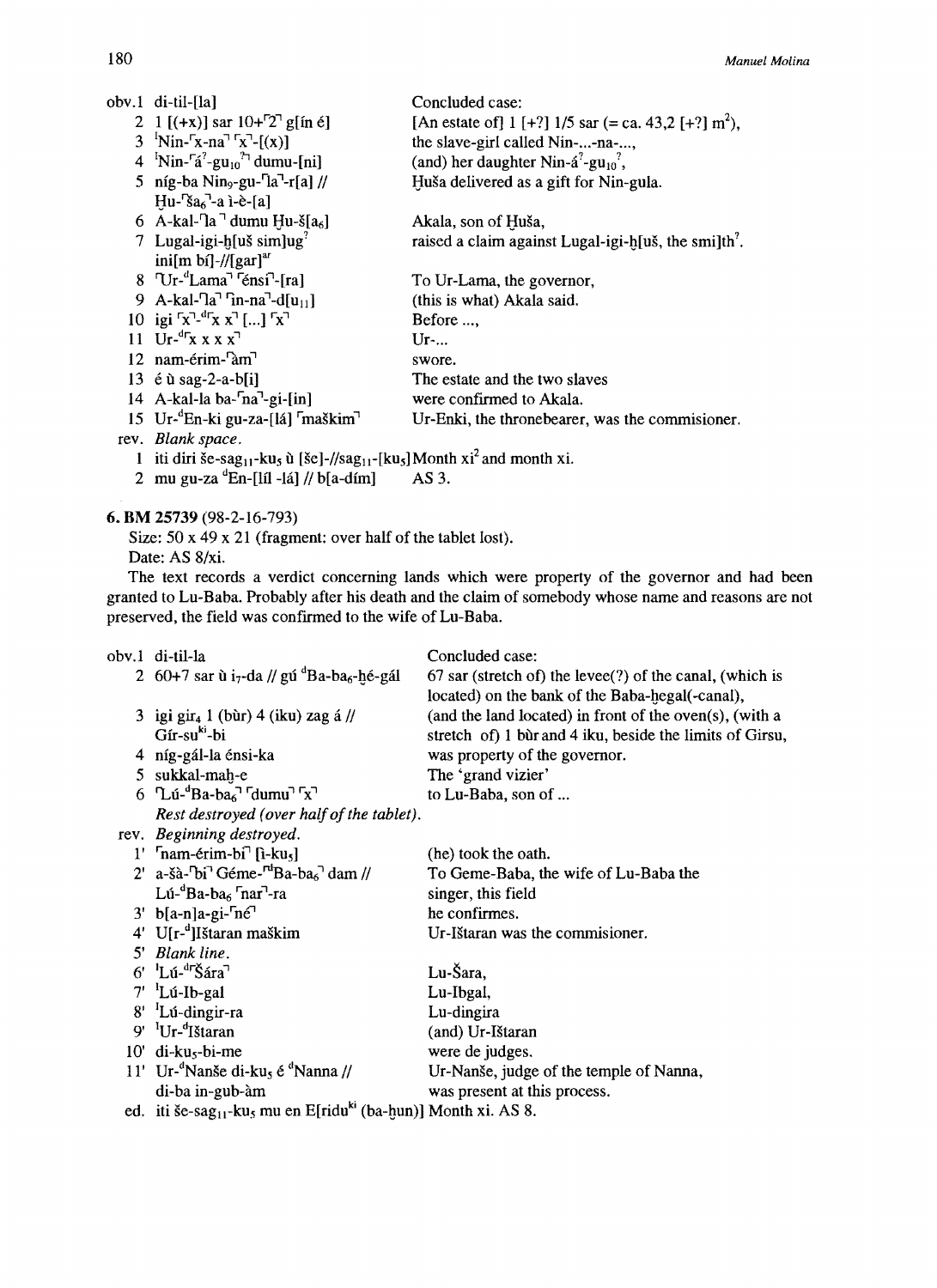| | | |
|---|---|---|
| obv.1 | di-til-[la] | Concluded case: |
| 2 | 1 [(+x)] sar 10+⌜2⌝ g[ín é] | [An estate of] 1 [+?] 1/5 sar (= ca. 43,2 [+?] m$^2$), |
| 3 | ᴵNin-⌜x-na⌝ ⌜x⌝-[(x)] | the slave-girl called Nin-...-na-..., |
| 4 | ᴵNin-⌜á?-gu$_{10}$?⌝ dumu-[ni] | (and) her daughter Nin-á?-gu$_{10}$?, |
| 5 | níg-ba Nin$_9$-gu-⌜la⌝-r[a] // Ḫu-⌜ša$_6$⌝-a ì-è-[a] | Ḫuša delivered as a gift for Nin-gula. |
| 6 | A-kal-⌜la⌝ dumu Ḫu-š[a$_6$] | Akala, son of Ḫuša, |
| 7 | Lugal-igi-ḫ[uš sim]ug? ini[m bí]-//[gar]$^{ar}$ | raised a claim against Lugal-igi-ḫ[uš, the smi]th?. |
| 8 | ⌜Ur-$^d$Lama⌝ ⌜énsi⌝-[ra] | To Ur-Lama, the governor, |
| 9 | A-kal-⌜la⌝ ⌜in-na⌝-d[u$_{11}$] | (this is what) Akala said. |
| 10 | igi ⌜x⌝-$^d$⌜x x⌝ [...] ⌜x⌝ | Before ..., |
| 11 | Ur-$^d$⌜x x x x⌝ | Ur-... |
| 12 | nam-érim-⌜àm⌝ | swore. |
| 13 | é ù sag-2-a-b[i] | The estate and the two slaves |
| 14 | A-kal-la ba-⌜na⌝-gi-[in] | were confirmed to Akala. |
| 15 | Ur-$^d$En-ki gu-za-[lá] ⌜maškim⌝ | Ur-Enki, the thronebearer, was the commisioner. |
| rev. | *Blank space.* | |
| 1 | iti diri še-sag$_{11}$-ku$_5$ ù [še]-//sag$_{11}$-[ku$_5$] | Month xi$^2$ and month xi. |
| 2 | mu gu-za $^d$En-[líl -lá] // b[a-dím] | AS 3. |

**6. BM 25739** (98-2-16-793)

Size: 50 x 49 x 21 (fragment: over half of the tablet lost).

Date: AS 8/xi.

The text records a verdict concerning lands which were property of the governor and had been granted to Lu-Baba. Probably after his death and the claim of somebody whose name and reasons are not preserved, the field was confirmed to the wife of Lu-Baba.

| | | |
|---|---|---|
| obv.1 | di-til-la | Concluded case: |
| 2 | 60+7 sar ù i$_7$-da // gú $^d$Ba-ba$_6$-ḫé-gál | 67 sar (stretch of) the levee(?) of the canal, (which is located) on the bank of the Baba-ḫegal(-canal), |
| 3 | igi gir$_4$ 1 (bùr) 4 (iku) zag á // Gír-su$^{ki}$-bi | (and the land located) in front of the oven(s), (with a stretch of) 1 bùr and 4 iku, beside the limits of Girsu, |
| 4 | níg-gál-la énsi-ka | was property of the governor. |
| 5 | sukkal-maḫ-e | The 'grand vizier' |
| 6 | ⌜Lú-$^d$Ba-ba$_6$⌝ ⌜dumu⌝ ⌜x⌝ | to Lu-Baba, son of ... |
| | *Rest destroyed (over half of the tablet).* | |
| rev. | *Beginning destroyed.* | |
| 1' | ⌜nam-érim-bi⌝ [i-ku$_5$] | (he) took the oath. |
| 2' | a-šà-⌜bi⌝ Géme-⌜$^d$Ba-ba$_6$⌝ dam // Lú-$^d$Ba-ba$_6$ ⌜nar⌝-ra | To Geme-Baba, the wife of Lu-Baba the singer, this field |
| 3' | b[a-n]a-gi-⌜né⌝ | he confirmes. |
| 4' | U[r-$^d$]Ištaran maškim | Ur-Ištaran was the commisioner. |
| 5' | *Blank line.* | |
| 6' | ᴵLú-$^d$⌜Šára⌝ | Lu-Šara, |
| 7' | ᴵLú-Ib-gal | Lu-Ibgal, |
| 8' | ᴵLú-dingir-ra | Lu-dingira |
| 9' | ᴵUr-$^d$Ištaran | (and) Ur-Ištaran |
| 10' | di-ku$_5$-bi-me | were de judges. |
| 11' | Ur-$^d$Nanše di-ku$_5$ é $^d$Nanna // di-ba in-gub-àm | Ur-Nanše, judge of the temple of Nanna, was present at this process. |
| ed. | iti še-sag$_{11}$-ku$_5$ mu en E[ridu$^{ki}$ (ba-ḫun)] | Month xi. AS 8. |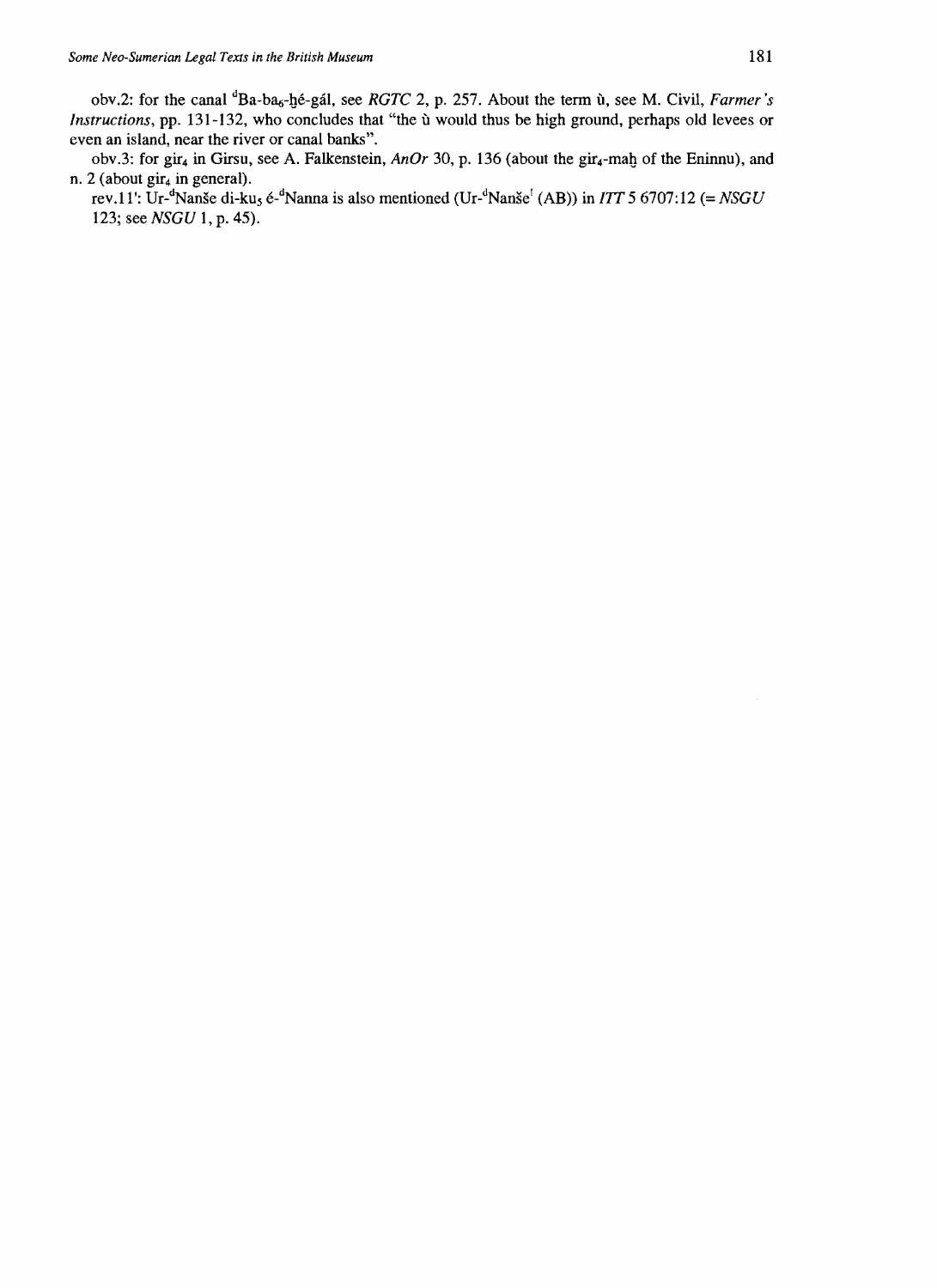obv.2: for the canal $^{d}$Ba-ba$_{6}$-ḫé-gál, see *RGTC* 2, p. 257. About the term ù, see M. Civil, *Farmer's Instructions*, pp. 131-132, who concludes that "the ù would thus be high ground, perhaps old levees or even an island, near the river or canal banks".

obv.3: for gir$_{4}$ in Girsu, see A. Falkenstein, *AnOr* 30, p. 136 (about the gir$_{4}$-maḫ of the Eninnu), and n. 2 (about gir$_{4}$ in general).

rev.11': Ur-$^{d}$Nanše di-ku$_{5}$ é-$^{d}$Nanna is also mentioned (Ur-$^{d}$Nanše$^{!}$ (AB)) in *ITT* 5 6707:12 (= *NSGU* 123; see *NSGU* 1, p. 45).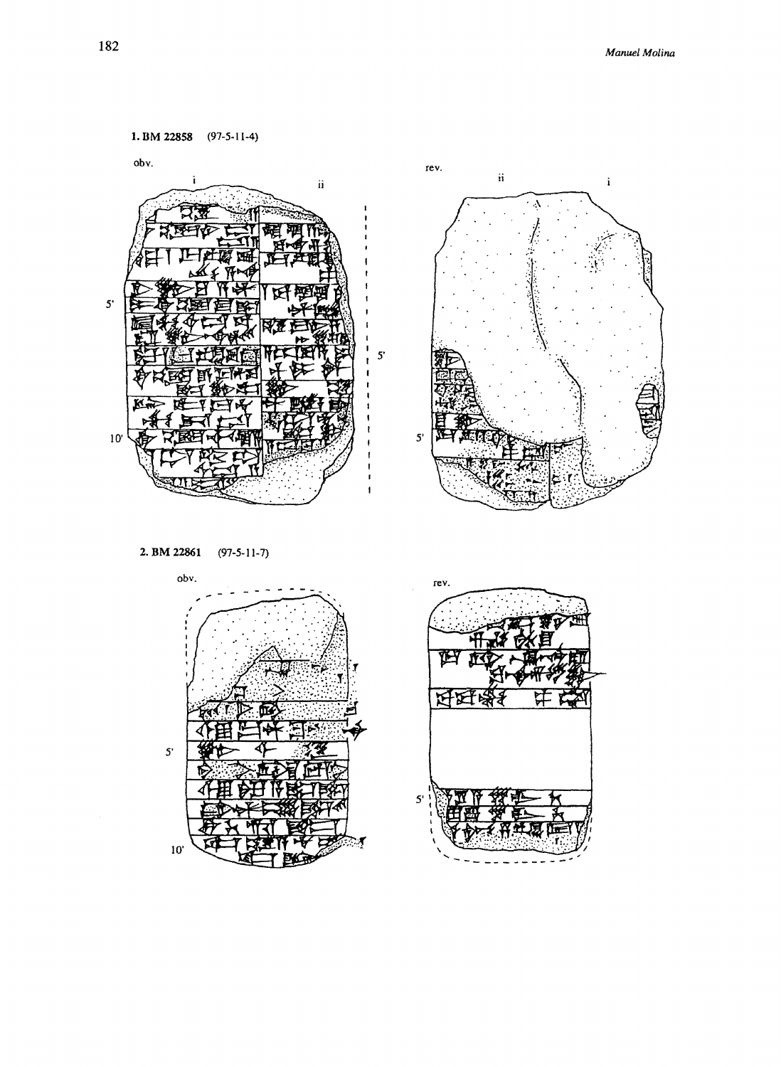**1. BM 22858** (97-5-11-4)

obv.

i ii

5'

10'

5'

rev.

ii i

5'

**2. BM 22861** (97-5-11-7)

obv.

5'

10'

rev.

5'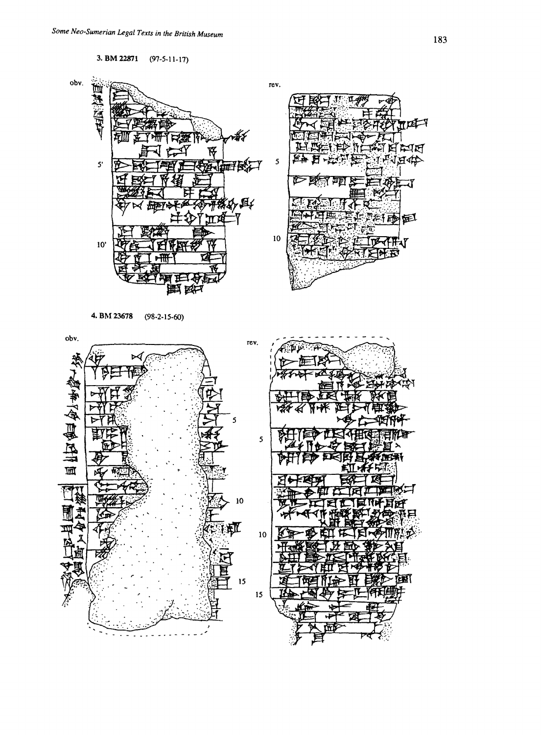**3. BM 22871** (97-5-11-17)

obv.

5'

10'

rev.

5

10

**4. BM 23678** (98-2-15-60)

obv.

5

10

15

rev.

5

10

15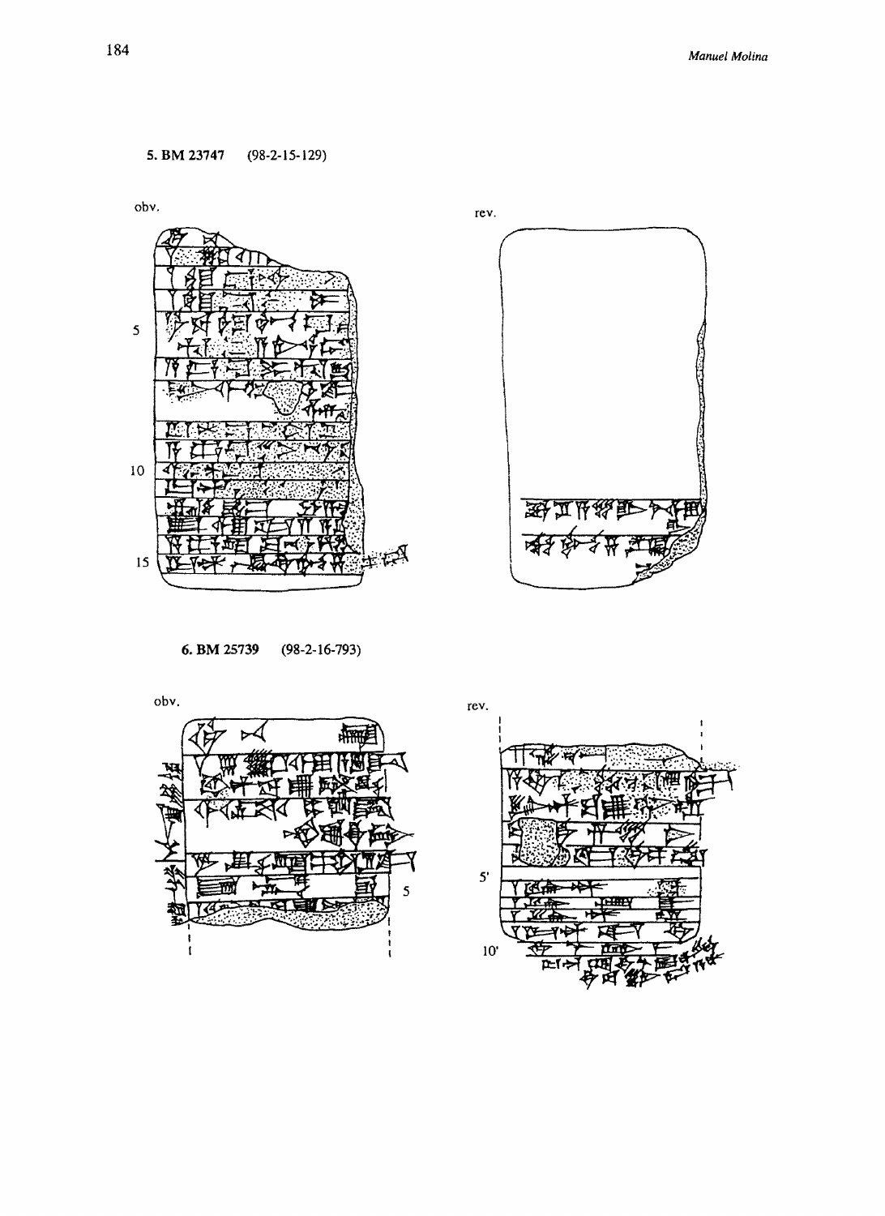**5. BM 23747** (98-2-15-129)

obv.

5

10

15

rev.

**6. BM 25739** (98-2-16-793)

obv.

5

rev.

5'

10'